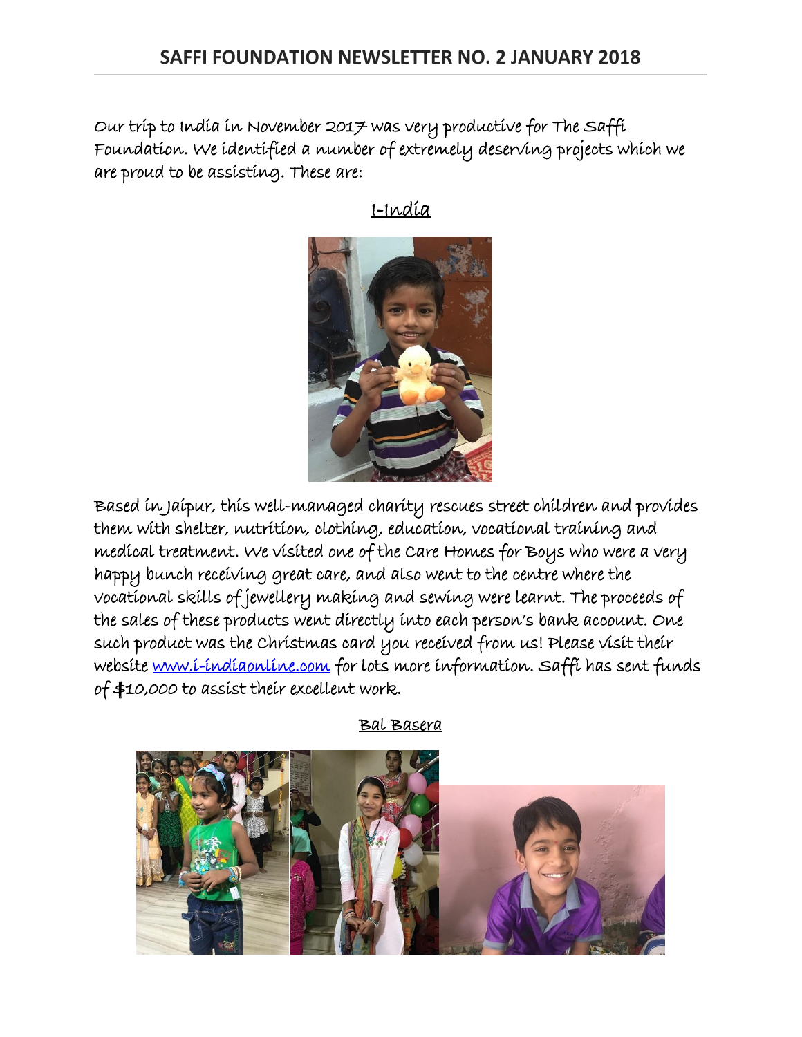# SAFFI FOUNDATION NEWSLETTER NO. 2 JANUARY 2018

Our trip to India in November 2017 was very productive for The Saffi Foundation. We identified a number of extremely deserving projects which we are proud to be assisting. These are:

## I-India

Based in Jaipur, this well-managed charity rescues street children and provides them with shelter, nutrition, clothing, education, vocational training and medical treatment. We visited one of the Care Homes for Boys who were a very happy bunch receiving great care, and also went to the centre where the vocational skills of jewellery making and sewing were learnt. The proceeds of the sales of these products went directly into each person's bank account. One such product was the Christmas card you received from us! Please visit their website www.i-indiaonline.com for lots more information. Saffi has sent funds of $10,000 to assist their excellent work.

## Bal Basera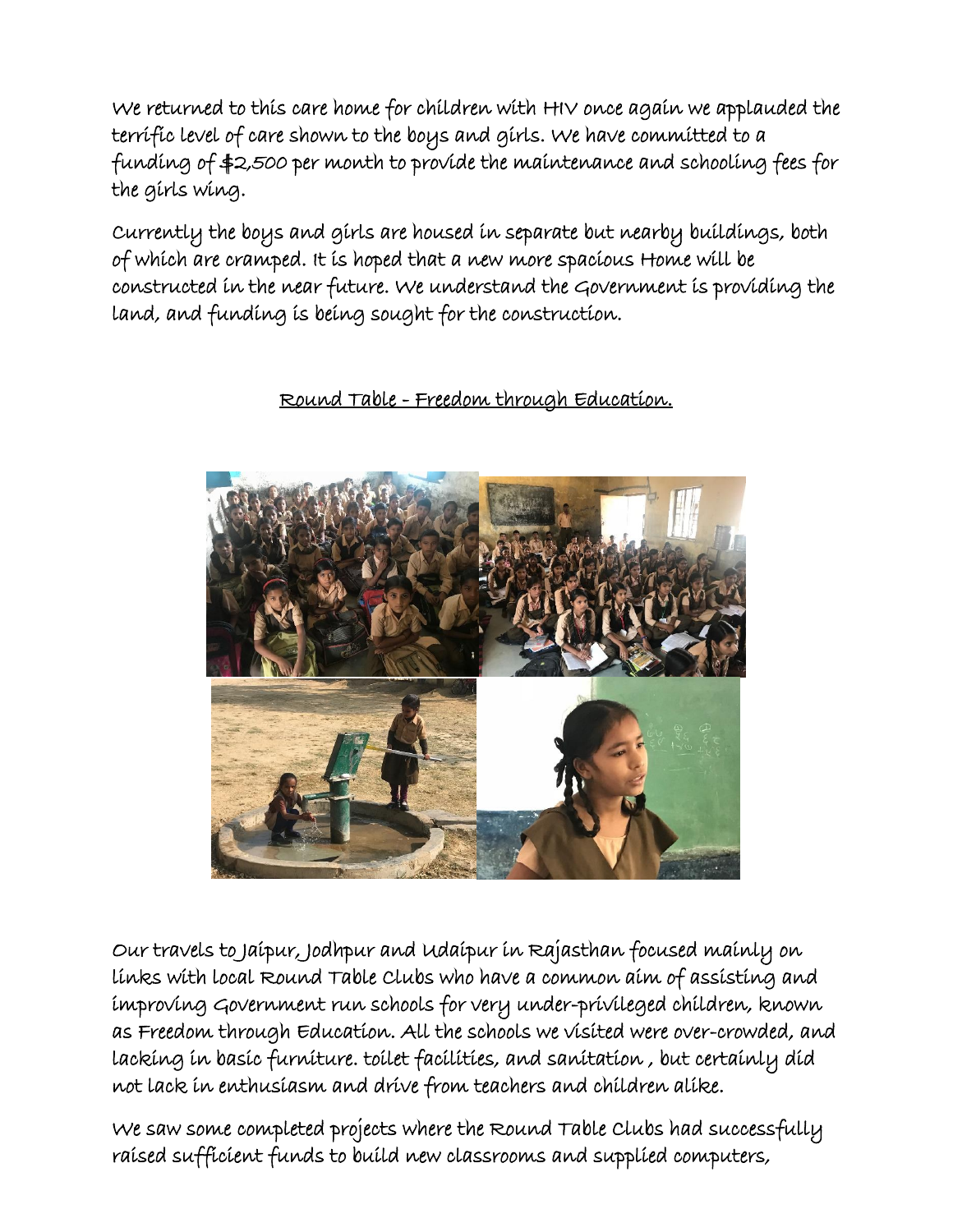We returned to this care home for children with HIV once again we applauded the terrific level of care shown to the boys and girls. We have committed to a funding of $2,500 per month to provide the maintenance and schooling fees for the girls wing.

Currently the boys and girls are housed in separate but nearby buildings, both of which are cramped. It is hoped that a new more spacious Home will be constructed in the near future. We understand the Government is providing the land, and funding is being sought for the construction.

## Round Table - Freedom through Education.

Our travels to Jaipur, Jodhpur and Udaipur in Rajasthan focused mainly on links with local Round Table Clubs who have a common aim of assisting and improving Government run schools for very under-privileged children, known as Freedom through Education. All the schools we visited were over-crowded, and lacking in basic furniture. toilet facilities, and sanitation , but certainly did not lack in enthusiasm and drive from teachers and children alike.

We saw some completed projects where the Round Table Clubs had successfully raised sufficient funds to build new classrooms and supplied computers,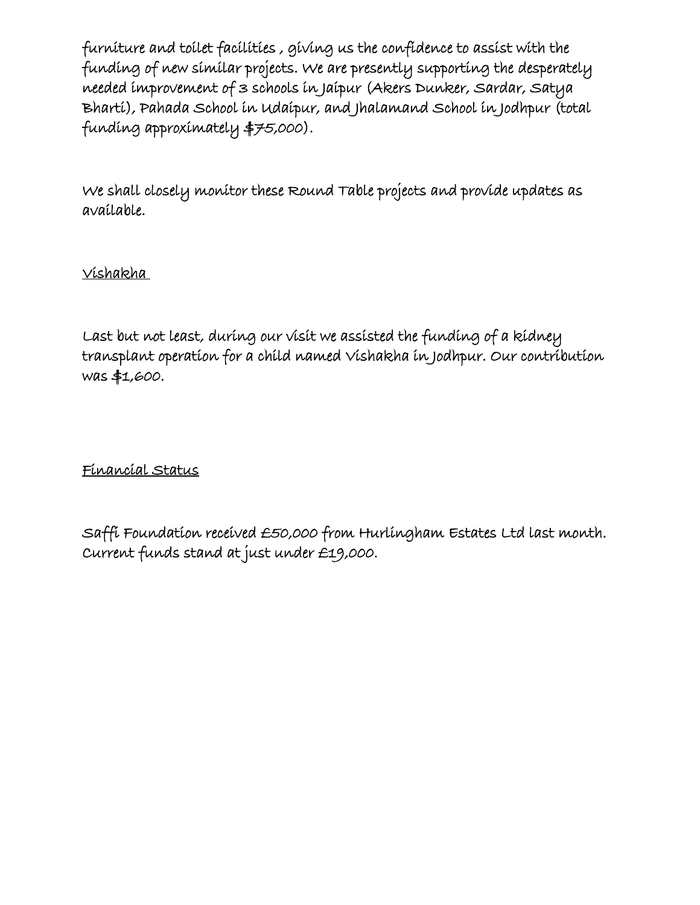furniture and toilet facilities , giving us the confidence to assist with the funding of new similar projects. We are presently supporting the desperately needed improvement of 3 schools in Jaipur (Akers Dunker, Sardar, Satya Bharti), Pahada School in Udaipur, and Jhalamand School in Jodhpur (total funding approximately $75,000).

We shall closely monitor these Round Table projects and provide updates as available.

<u>Vishakha</u>

Last but not least, during our visit we assisted the funding of a kidney transplant operation for a child named Vishakha in Jodhpur. Our contribution was $1,600.

<u>Financial Status</u>

Saffi Foundation received £50,000 from Hurlingham Estates Ltd last month. Current funds stand at just under £19,000.